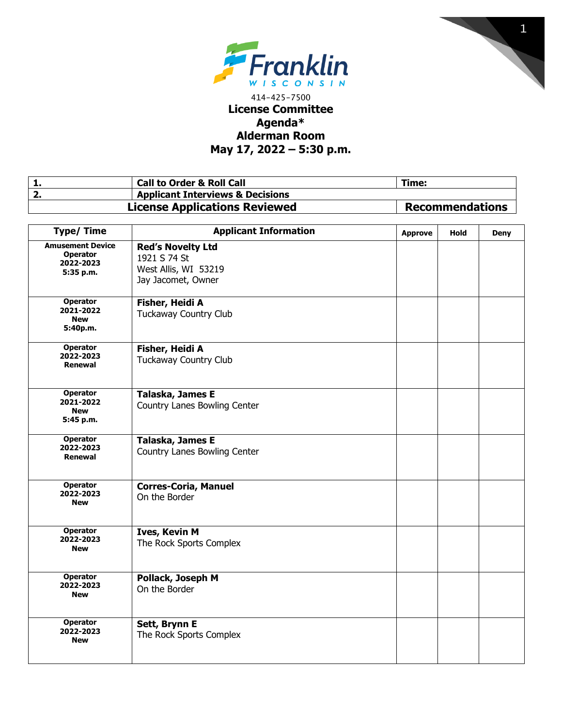Franklin
WISCONSIN

414-425-7500

# License Committee
# Agenda*
# Alderman Room
# May 17, 2022 – 5:30 p.m.

| 1. | Call to Order & Roll Call | Time: |
|---|---|---|
| 2. | Applicant Interviews & Decisions | |
| | **License Applications Reviewed** | **Recommendations** |

| Type/ Time | Applicant Information | Approve | Hold | Deny |
|---|---|---|---|---|
| **Amusement Device Operator 2022-2023 5:35 p.m.** | **Red's Novelty Ltd**<br>1921 S 74 St<br>West Allis, WI 53219<br>Jay Jacomet, Owner | | | |
| **Operator 2021-2022 New 5:40p.m.** | **Fisher, Heidi A**<br>Tuckaway Country Club | | | |
| **Operator 2022-2023 Renewal** | **Fisher, Heidi A**<br>Tuckaway Country Club | | | |
| **Operator 2021-2022 New 5:45 p.m.** | **Talaska, James E**<br>Country Lanes Bowling Center | | | |
| **Operator 2022-2023 Renewal** | **Talaska, James E**<br>Country Lanes Bowling Center | | | |
| **Operator 2022-2023 New** | **Corres-Coria, Manuel**<br>On the Border | | | |
| **Operator 2022-2023 New** | **Ives, Kevin M**<br>The Rock Sports Complex | | | |
| **Operator 2022-2023 New** | **Pollack, Joseph M**<br>On the Border | | | |
| **Operator 2022-2023 New** | **Sett, Brynn E**<br>The Rock Sports Complex | | | |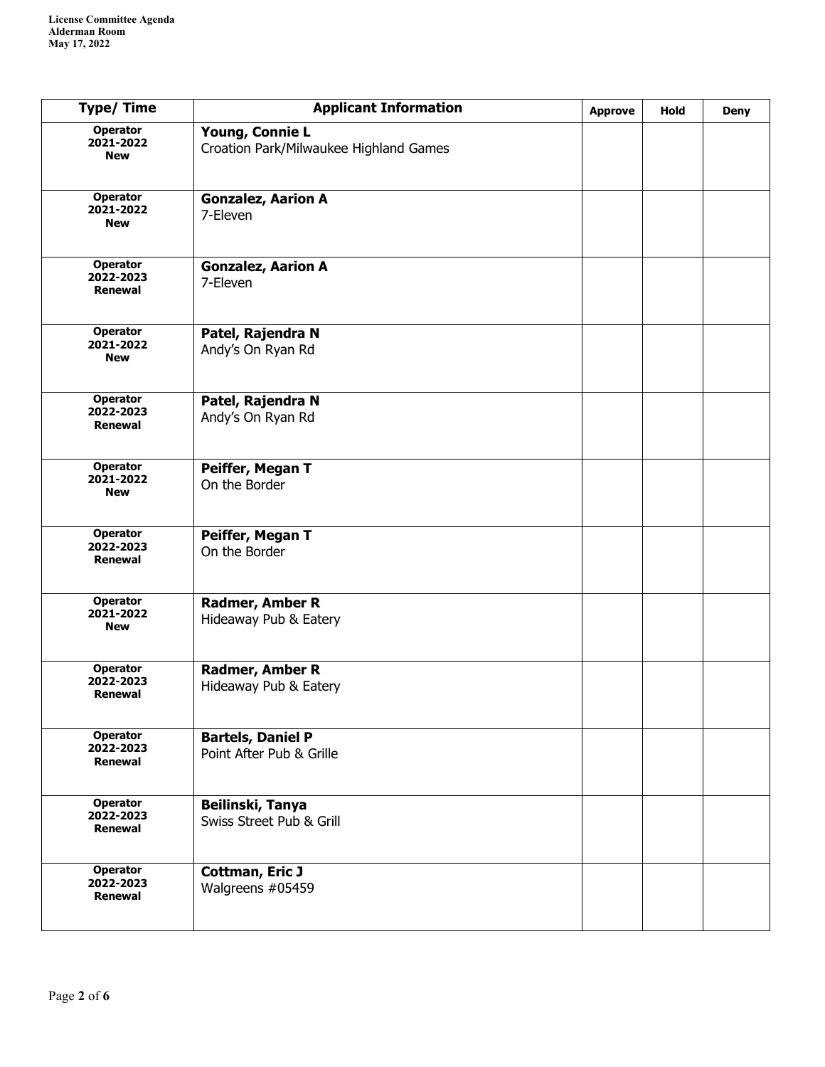| Type/ Time | Applicant Information | Approve | Hold | Deny |
|---|---|---|---|---|
| **Operator 2021-2022 New** | **Young, Connie L** Croation Park/Milwaukee Highland Games | | | |
| **Operator 2021-2022 New** | **Gonzalez, Aarion A** 7-Eleven | | | |
| **Operator 2022-2023 Renewal** | **Gonzalez, Aarion A** 7-Eleven | | | |
| **Operator 2021-2022 New** | **Patel, Rajendra N** Andy's On Ryan Rd | | | |
| **Operator 2022-2023 Renewal** | **Patel, Rajendra N** Andy's On Ryan Rd | | | |
| **Operator 2021-2022 New** | **Peiffer, Megan T** On the Border | | | |
| **Operator 2022-2023 Renewal** | **Peiffer, Megan T** On the Border | | | |
| **Operator 2021-2022 New** | **Radmer, Amber R** Hideaway Pub & Eatery | | | |
| **Operator 2022-2023 Renewal** | **Radmer, Amber R** Hideaway Pub & Eatery | | | |
| **Operator 2022-2023 Renewal** | **Bartels, Daniel P** Point After Pub & Grille | | | |
| **Operator 2022-2023 Renewal** | **Beilinski, Tanya** Swiss Street Pub & Grill | | | |
| **Operator 2022-2023 Renewal** | **Cottman, Eric J** Walgreens #05459 | | | |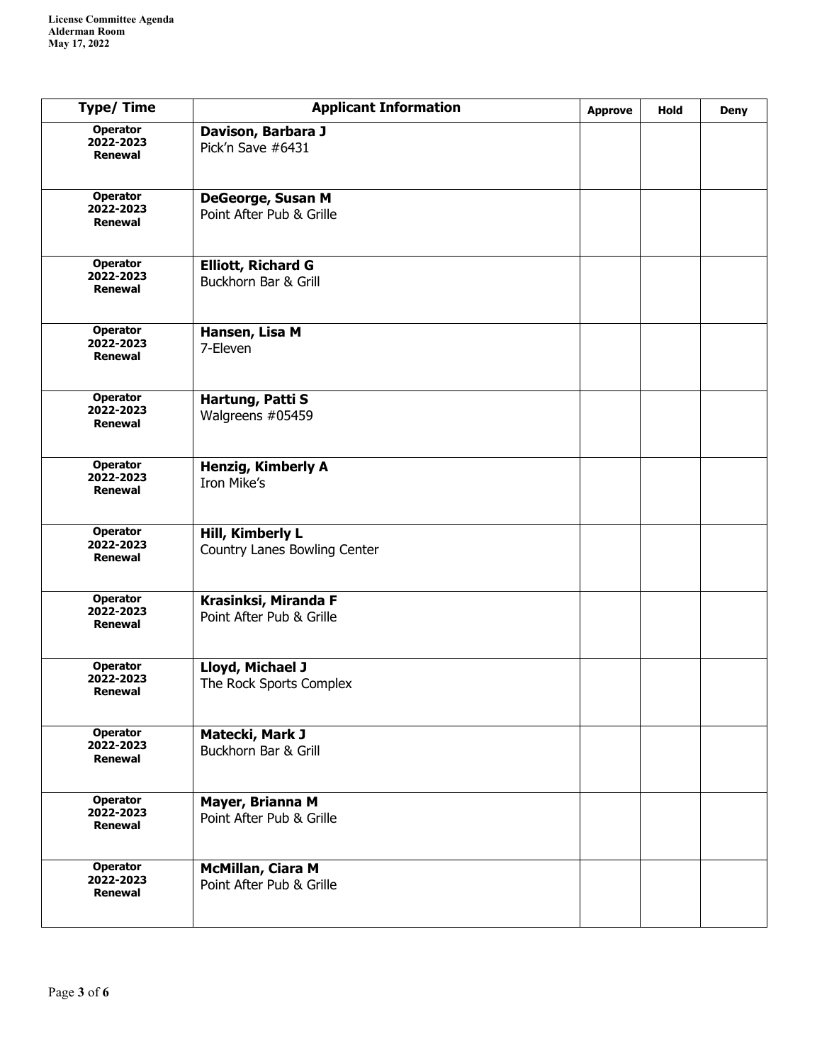| Type/ Time | Applicant Information | Approve | Hold | Deny |
|---|---|---|---|---|
| **Operator 2022-2023 Renewal** | **Davison, Barbara J**<br>Pick'n Save #6431 | | | |
| **Operator 2022-2023 Renewal** | **DeGeorge, Susan M**<br>Point After Pub & Grille | | | |
| **Operator 2022-2023 Renewal** | **Elliott, Richard G**<br>Buckhorn Bar & Grill | | | |
| **Operator 2022-2023 Renewal** | **Hansen, Lisa M**<br>7-Eleven | | | |
| **Operator 2022-2023 Renewal** | **Hartung, Patti S**<br>Walgreens #05459 | | | |
| **Operator 2022-2023 Renewal** | **Henzig, Kimberly A**<br>Iron Mike's | | | |
| **Operator 2022-2023 Renewal** | **Hill, Kimberly L**<br>Country Lanes Bowling Center | | | |
| **Operator 2022-2023 Renewal** | **Krasinksi, Miranda F**<br>Point After Pub & Grille | | | |
| **Operator 2022-2023 Renewal** | **Lloyd, Michael J**<br>The Rock Sports Complex | | | |
| **Operator 2022-2023 Renewal** | **Matecki, Mark J**<br>Buckhorn Bar & Grill | | | |
| **Operator 2022-2023 Renewal** | **Mayer, Brianna M**<br>Point After Pub & Grille | | | |
| **Operator 2022-2023 Renewal** | **McMillan, Ciara M**<br>Point After Pub & Grille | | | |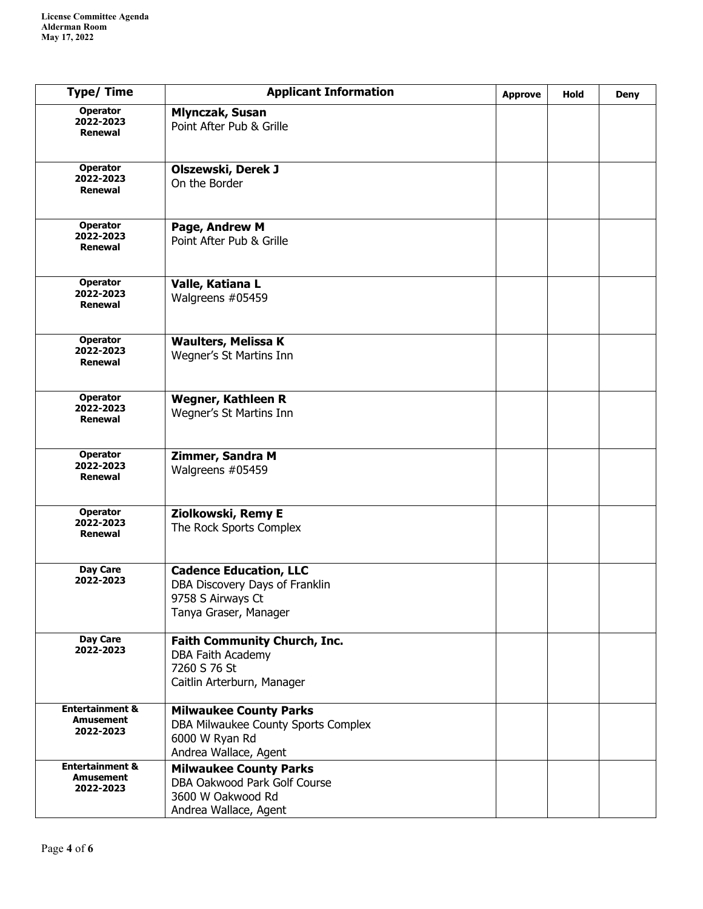| Type/ Time | Applicant Information | Approve | Hold | Deny |
|---|---|---|---|---|
| **Operator 2022-2023 Renewal** | **Mlynczak, Susan**<br>Point After Pub & Grille | | | |
| **Operator 2022-2023 Renewal** | **Olszewski, Derek J**<br>On the Border | | | |
| **Operator 2022-2023 Renewal** | **Page, Andrew M**<br>Point After Pub & Grille | | | |
| **Operator 2022-2023 Renewal** | **Valle, Katiana L**<br>Walgreens #05459 | | | |
| **Operator 2022-2023 Renewal** | **Waulters, Melissa K**<br>Wegner's St Martins Inn | | | |
| **Operator 2022-2023 Renewal** | **Wegner, Kathleen R**<br>Wegner's St Martins Inn | | | |
| **Operator 2022-2023 Renewal** | **Zimmer, Sandra M**<br>Walgreens #05459 | | | |
| **Operator 2022-2023 Renewal** | **Ziolkowski, Remy E**<br>The Rock Sports Complex | | | |
| **Day Care 2022-2023** | **Cadence Education, LLC**<br>DBA Discovery Days of Franklin<br>9758 S Airways Ct<br>Tanya Graser, Manager | | | |
| **Day Care 2022-2023** | **Faith Community Church, Inc.**<br>DBA Faith Academy<br>7260 S 76 St<br>Caitlin Arterburn, Manager | | | |
| **Entertainment & Amusement 2022-2023** | **Milwaukee County Parks**<br>DBA Milwaukee County Sports Complex<br>6000 W Ryan Rd<br>Andrea Wallace, Agent | | | |
| **Entertainment & Amusement 2022-2023** | **Milwaukee County Parks**<br>DBA Oakwood Park Golf Course<br>3600 W Oakwood Rd<br>Andrea Wallace, Agent | | | |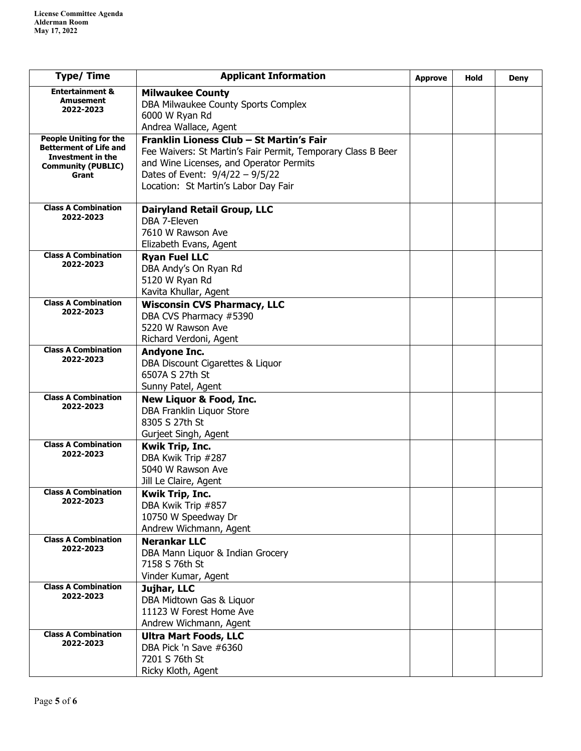**License Committee Agenda**
**Alderman Room**
**May 17, 2022**

| Type/ Time | Applicant Information | Approve | Hold | Deny |
|---|---|---|---|---|
| **Entertainment & Amusement 2022-2023** | **Milwaukee County**<br>DBA Milwaukee County Sports Complex<br>6000 W Ryan Rd<br>Andrea Wallace, Agent | | | |
| **People Uniting for the Betterment of Life and Investment in the Community (PUBLIC) Grant** | **Franklin Lioness Club – St Martin's Fair**<br>Fee Waivers: St Martin's Fair Permit, Temporary Class B Beer and Wine Licenses, and Operator Permits<br>Dates of Event: 9/4/22 – 9/5/22<br>Location: St Martin's Labor Day Fair | | | |
| **Class A Combination 2022-2023** | **Dairyland Retail Group, LLC**<br>DBA 7-Eleven<br>7610 W Rawson Ave<br>Elizabeth Evans, Agent | | | |
| **Class A Combination 2022-2023** | **Ryan Fuel LLC**<br>DBA Andy's On Ryan Rd<br>5120 W Ryan Rd<br>Kavita Khullar, Agent | | | |
| **Class A Combination 2022-2023** | **Wisconsin CVS Pharmacy, LLC**<br>DBA CVS Pharmacy #5390<br>5220 W Rawson Ave<br>Richard Verdoni, Agent | | | |
| **Class A Combination 2022-2023** | **Andyone Inc.**<br>DBA Discount Cigarettes & Liquor<br>6507A S 27th St<br>Sunny Patel, Agent | | | |
| **Class A Combination 2022-2023** | **New Liquor & Food, Inc.**<br>DBA Franklin Liquor Store<br>8305 S 27th St<br>Gurjeet Singh, Agent | | | |
| **Class A Combination 2022-2023** | **Kwik Trip, Inc.**<br>DBA Kwik Trip #287<br>5040 W Rawson Ave<br>Jill Le Claire, Agent | | | |
| **Class A Combination 2022-2023** | **Kwik Trip, Inc.**<br>DBA Kwik Trip #857<br>10750 W Speedway Dr<br>Andrew Wichmann, Agent | | | |
| **Class A Combination 2022-2023** | **Nerankar LLC**<br>DBA Mann Liquor & Indian Grocery<br>7158 S 76th St<br>Vinder Kumar, Agent | | | |
| **Class A Combination 2022-2023** | **Jujhar, LLC**<br>DBA Midtown Gas & Liquor<br>11123 W Forest Home Ave<br>Andrew Wichmann, Agent | | | |
| **Class A Combination 2022-2023** | **Ultra Mart Foods, LLC**<br>DBA Pick 'n Save #6360<br>7201 S 76th St<br>Ricky Kloth, Agent | | | |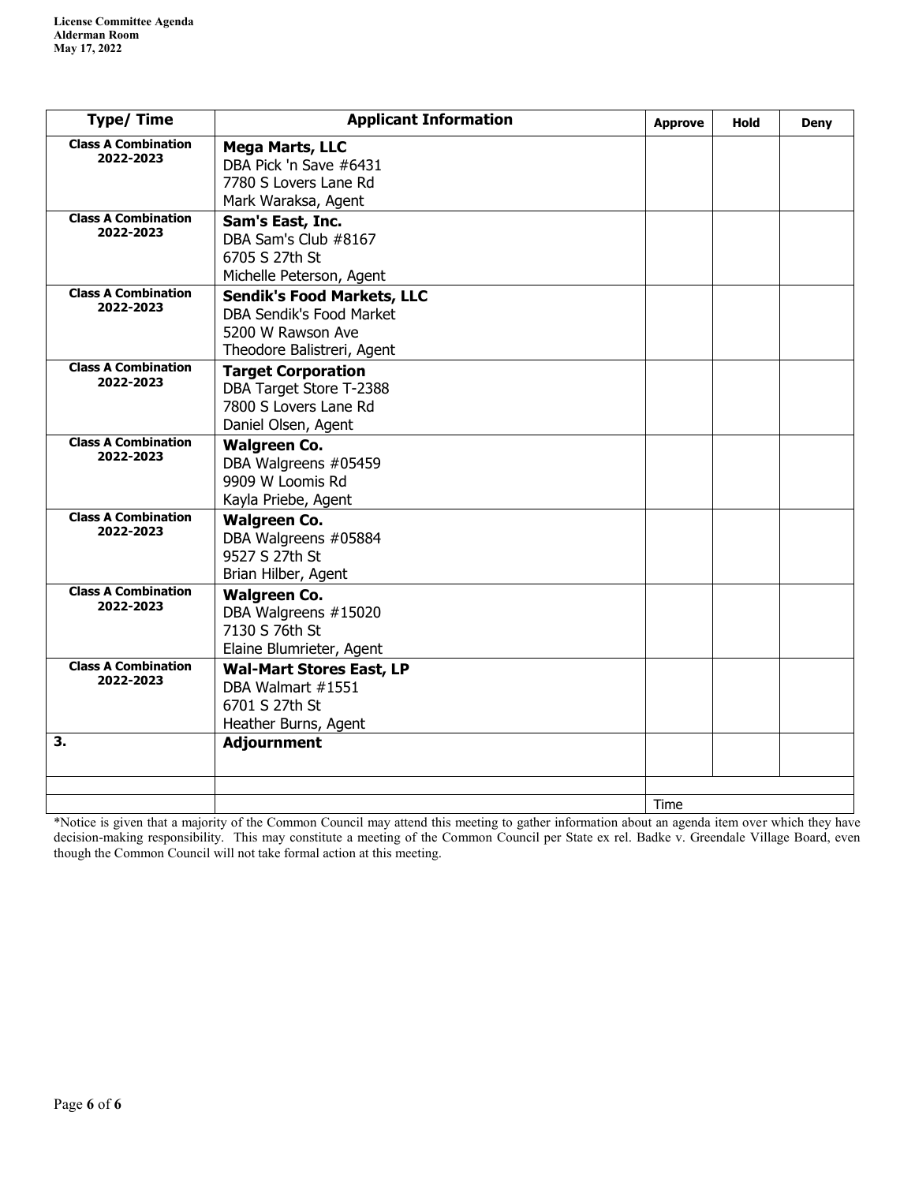| Type/ Time | Applicant Information | Approve | Hold | Deny |
|---|---|---|---|---|
| **Class A Combination 2022-2023** | **Mega Marts, LLC**<br>DBA Pick 'n Save #6431<br>7780 S Lovers Lane Rd<br>Mark Waraksa, Agent | | | |
| **Class A Combination 2022-2023** | **Sam's East, Inc.**<br>DBA Sam's Club #8167<br>6705 S 27th St<br>Michelle Peterson, Agent | | | |
| **Class A Combination 2022-2023** | **Sendik's Food Markets, LLC**<br>DBA Sendik's Food Market<br>5200 W Rawson Ave<br>Theodore Balistreri, Agent | | | |
| **Class A Combination 2022-2023** | **Target Corporation**<br>DBA Target Store T-2388<br>7800 S Lovers Lane Rd<br>Daniel Olsen, Agent | | | |
| **Class A Combination 2022-2023** | **Walgreen Co.**<br>DBA Walgreens #05459<br>9909 W Loomis Rd<br>Kayla Priebe, Agent | | | |
| **Class A Combination 2022-2023** | **Walgreen Co.**<br>DBA Walgreens #05884<br>9527 S 27th St<br>Brian Hilber, Agent | | | |
| **Class A Combination 2022-2023** | **Walgreen Co.**<br>DBA Walgreens #15020<br>7130 S 76th St<br>Elaine Blumrieter, Agent | | | |
| **Class A Combination 2022-2023** | **Wal-Mart Stores East, LP**<br>DBA Walmart #1551<br>6701 S 27th St<br>Heather Burns, Agent | | | |
| **3.** | **Adjournment** | | | |
| | | | | |
| | | Time | | |

*Notice is given that a majority of the Common Council may attend this meeting to gather information about an agenda item over which they have decision-making responsibility. This may constitute a meeting of the Common Council per State ex rel. Badke v. Greendale Village Board, even though the Common Council will not take formal action at this meeting.